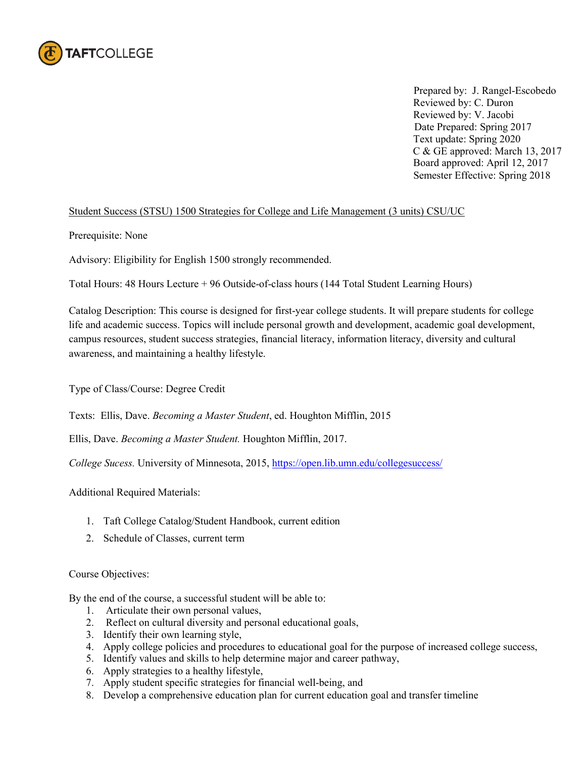TAFTCOLLEGE

Prepared by: J. Rangel-Escobedo
Reviewed by: C. Duron
Reviewed by: V. Jacobi
Date Prepared: Spring 2017
Text update: Spring 2020
C & GE approved: March 13, 2017
Board approved: April 12, 2017
Semester Effective: Spring 2018

Student Success (STSU) 1500 Strategies for College and Life Management (3 units) CSU/UC

Prerequisite: None

Advisory: Eligibility for English 1500 strongly recommended.

Total Hours: 48 Hours Lecture + 96 Outside-of-class hours (144 Total Student Learning Hours)

Catalog Description: This course is designed for first-year college students. It will prepare students for college life and academic success. Topics will include personal growth and development, academic goal development, campus resources, student success strategies, financial literacy, information literacy, diversity and cultural awareness, and maintaining a healthy lifestyle.

Type of Class/Course: Degree Credit

Texts: Ellis, Dave. *Becoming a Master Student*, ed. Houghton Mifflin, 2015

Ellis, Dave. *Becoming a Master Student.* Houghton Mifflin, 2017.

*College Sucess.* University of Minnesota, 2015, https://open.lib.umn.edu/collegesuccess/

Additional Required Materials:

1. Taft College Catalog/Student Handbook, current edition
2. Schedule of Classes, current term

Course Objectives:

By the end of the course, a successful student will be able to:

1. Articulate their own personal values,
2. Reflect on cultural diversity and personal educational goals,
3. Identify their own learning style,
4. Apply college policies and procedures to educational goal for the purpose of increased college success,
5. Identify values and skills to help determine major and career pathway,
6. Apply strategies to a healthy lifestyle,
7. Apply student specific strategies for financial well-being, and
8. Develop a comprehensive education plan for current education goal and transfer timeline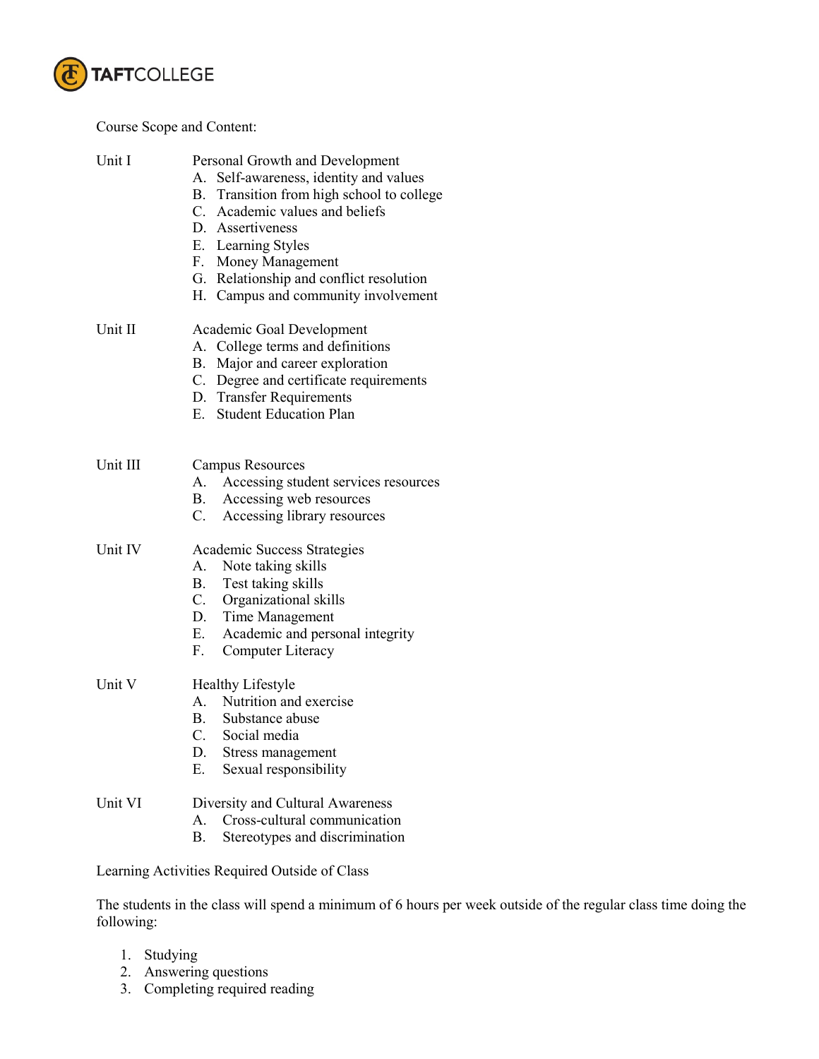Course Scope and Content:

**Unit I** Personal Growth and Development

A. Self-awareness, identity and values
B. Transition from high school to college
C. Academic values and beliefs
D. Assertiveness
E. Learning Styles
F. Money Management
G. Relationship and conflict resolution
H. Campus and community involvement

**Unit II** Academic Goal Development

A. College terms and definitions
B. Major and career exploration
C. Degree and certificate requirements
D. Transfer Requirements
E. Student Education Plan

**Unit III** Campus Resources

A. Accessing student services resources
B. Accessing web resources
C. Accessing library resources

**Unit IV** Academic Success Strategies

A. Note taking skills
B. Test taking skills
C. Organizational skills
D. Time Management
E. Academic and personal integrity
F. Computer Literacy

**Unit V** Healthy Lifestyle

A. Nutrition and exercise
B. Substance abuse
C. Social media
D. Stress management
E. Sexual responsibility

**Unit VI** Diversity and Cultural Awareness

A. Cross-cultural communication
B. Stereotypes and discrimination

Learning Activities Required Outside of Class

The students in the class will spend a minimum of 6 hours per week outside of the regular class time doing the following:

1. Studying
2. Answering questions
3. Completing required reading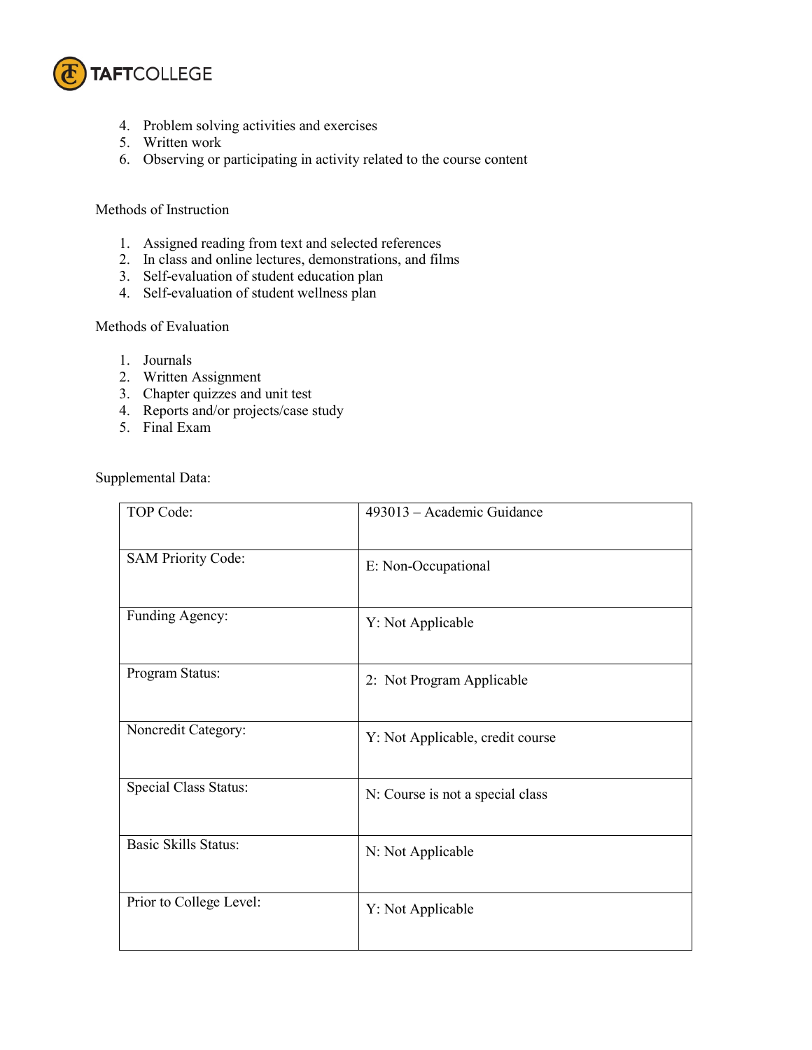4. Problem solving activities and exercises
5. Written work
6. Observing or participating in activity related to the course content

Methods of Instruction

1. Assigned reading from text and selected references
2. In class and online lectures, demonstrations, and films
3. Self-evaluation of student education plan
4. Self-evaluation of student wellness plan

Methods of Evaluation

1. Journals
2. Written Assignment
3. Chapter quizzes and unit test
4. Reports and/or projects/case study
5. Final Exam

Supplemental Data:

| | |
|---|---|
| TOP Code: | 493013 – Academic Guidance |
| SAM Priority Code: | E: Non-Occupational |
| Funding Agency: | Y: Not Applicable |
| Program Status: | 2: Not Program Applicable |
| Noncredit Category: | Y: Not Applicable, credit course |
| Special Class Status: | N: Course is not a special class |
| Basic Skills Status: | N: Not Applicable |
| Prior to College Level: | Y: Not Applicable |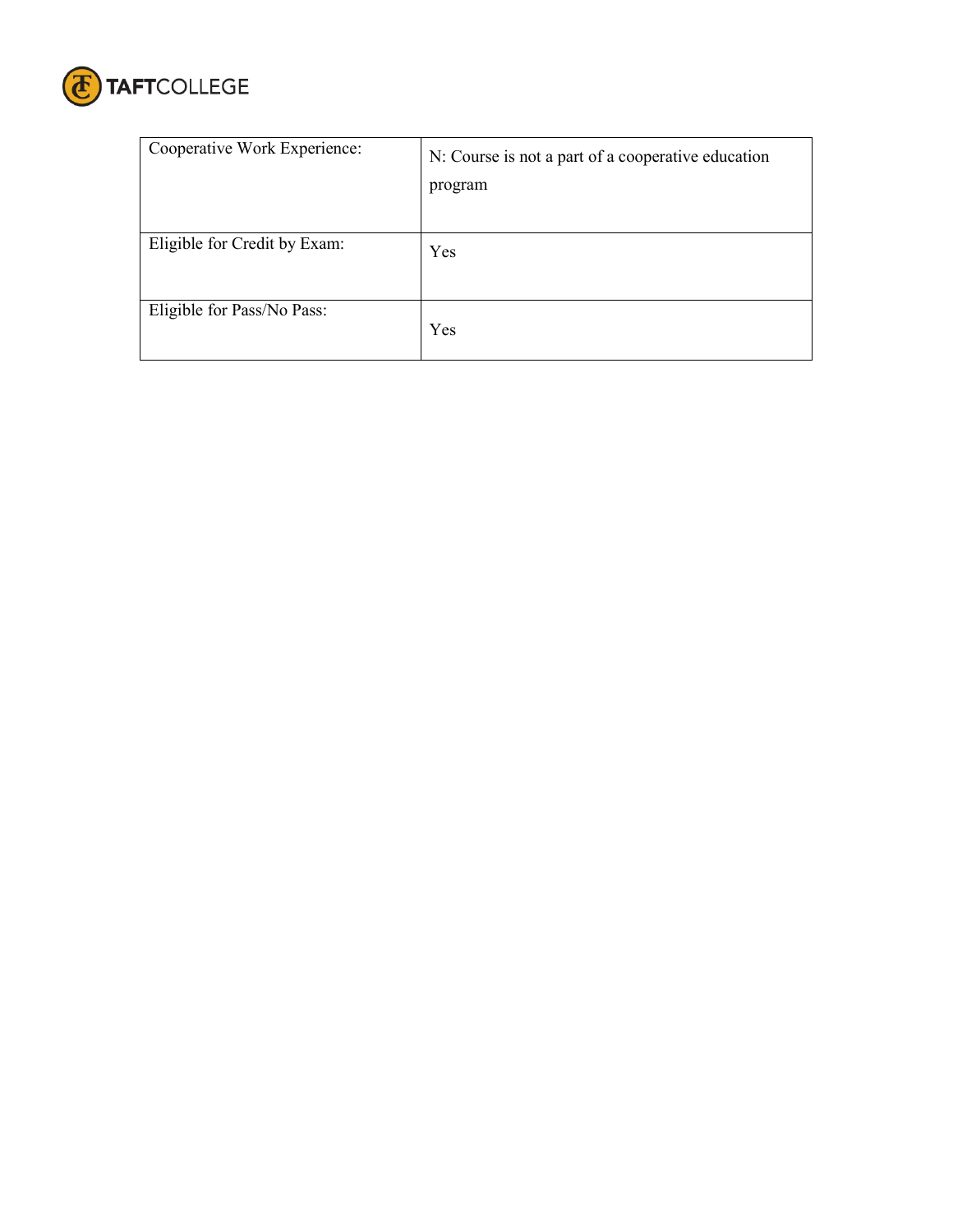| | |
|---|---|
| Cooperative Work Experience: | N: Course is not a part of a cooperative education program |
| Eligible for Credit by Exam: | Yes |
| Eligible for Pass/No Pass: | Yes |